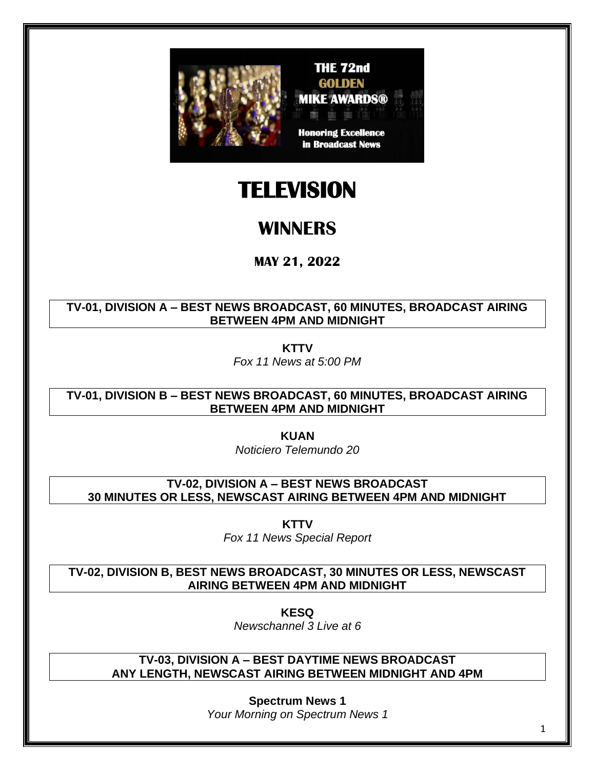# TELEVISION

## WINNERS

### MAY 21, 2022

**TV-01, DIVISION A – BEST NEWS BROADCAST, 60 MINUTES, BROADCAST AIRING BETWEEN 4PM AND MIDNIGHT**

**KTTV**
*Fox 11 News at 5:00 PM*

**TV-01, DIVISION B – BEST NEWS BROADCAST, 60 MINUTES, BROADCAST AIRING BETWEEN 4PM AND MIDNIGHT**

**KUAN**
*Noticiero Telemundo 20*

**TV-02, DIVISION A – BEST NEWS BROADCAST 30 MINUTES OR LESS, NEWSCAST AIRING BETWEEN 4PM AND MIDNIGHT**

**KTTV**
*Fox 11 News Special Report*

**TV-02, DIVISION B, BEST NEWS BROADCAST, 30 MINUTES OR LESS, NEWSCAST AIRING BETWEEN 4PM AND MIDNIGHT**

**KESQ**
*Newschannel 3 Live at 6*

**TV-03, DIVISION A – BEST DAYTIME NEWS BROADCAST ANY LENGTH, NEWSCAST AIRING BETWEEN MIDNIGHT AND 4PM**

**Spectrum News 1**
*Your Morning on Spectrum News 1*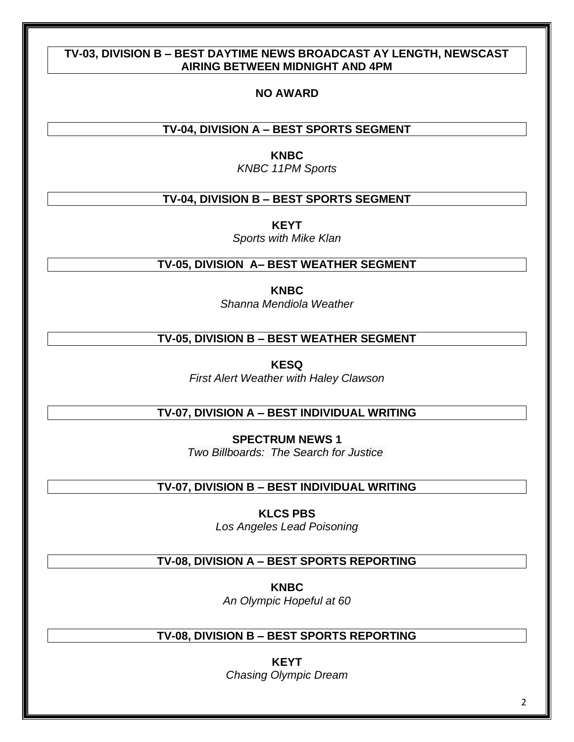### TV-03, DIVISION B – BEST DAYTIME NEWS BROADCAST AY LENGTH, NEWSCAST AIRING BETWEEN MIDNIGHT AND 4PM

**NO AWARD**

### TV-04, DIVISION A – BEST SPORTS SEGMENT

**KNBC**
*KNBC 11PM Sports*

### TV-04, DIVISION B – BEST SPORTS SEGMENT

**KEYT**
*Sports with Mike Klan*

### TV-05, DIVISION A– BEST WEATHER SEGMENT

**KNBC**
*Shanna Mendiola Weather*

### TV-05, DIVISION B – BEST WEATHER SEGMENT

**KESQ**
*First Alert Weather with Haley Clawson*

### TV-07, DIVISION A – BEST INDIVIDUAL WRITING

**SPECTRUM NEWS 1**
*Two Billboards: The Search for Justice*

### TV-07, DIVISION B – BEST INDIVIDUAL WRITING

**KLCS PBS**
*Los Angeles Lead Poisoning*

### TV-08, DIVISION A – BEST SPORTS REPORTING

**KNBC**
*An Olympic Hopeful at 60*

### TV-08, DIVISION B – BEST SPORTS REPORTING

**KEYT**
*Chasing Olympic Dream*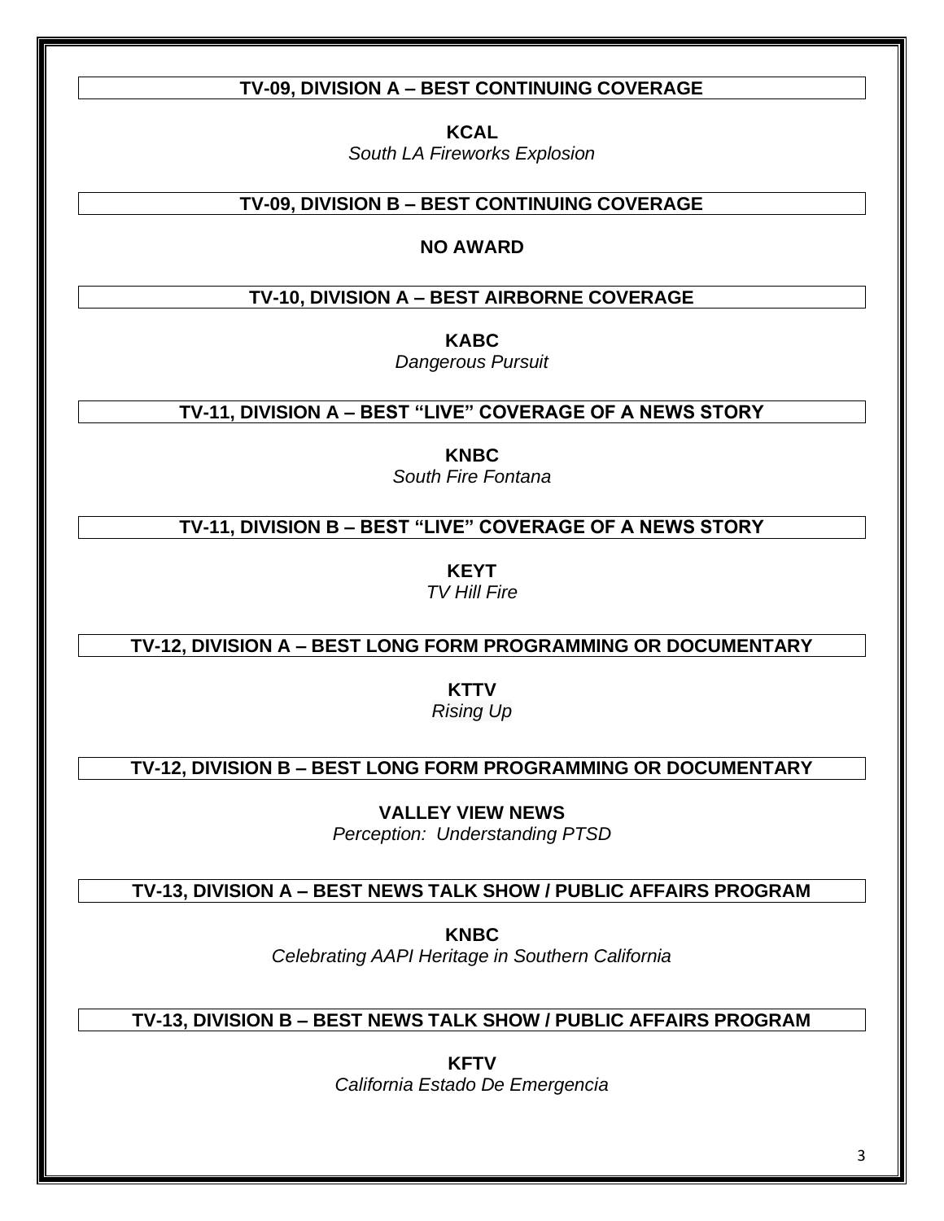## TV-09, DIVISION A – BEST CONTINUING COVERAGE

**KCAL**
*South LA Fireworks Explosion*

## TV-09, DIVISION B – BEST CONTINUING COVERAGE

**NO AWARD**

## TV-10, DIVISION A – BEST AIRBORNE COVERAGE

**KABC**
*Dangerous Pursuit*

## TV-11, DIVISION A – BEST "LIVE" COVERAGE OF A NEWS STORY

**KNBC**
*South Fire Fontana*

## TV-11, DIVISION B – BEST "LIVE" COVERAGE OF A NEWS STORY

**KEYT**
*TV Hill Fire*

## TV-12, DIVISION A – BEST LONG FORM PROGRAMMING OR DOCUMENTARY

**KTTV**
*Rising Up*

## TV-12, DIVISION B – BEST LONG FORM PROGRAMMING OR DOCUMENTARY

**VALLEY VIEW NEWS**
*Perception: Understanding PTSD*

## TV-13, DIVISION A – BEST NEWS TALK SHOW / PUBLIC AFFAIRS PROGRAM

**KNBC**
*Celebrating AAPI Heritage in Southern California*

## TV-13, DIVISION B – BEST NEWS TALK SHOW / PUBLIC AFFAIRS PROGRAM

**KFTV**
*California Estado De Emergencia*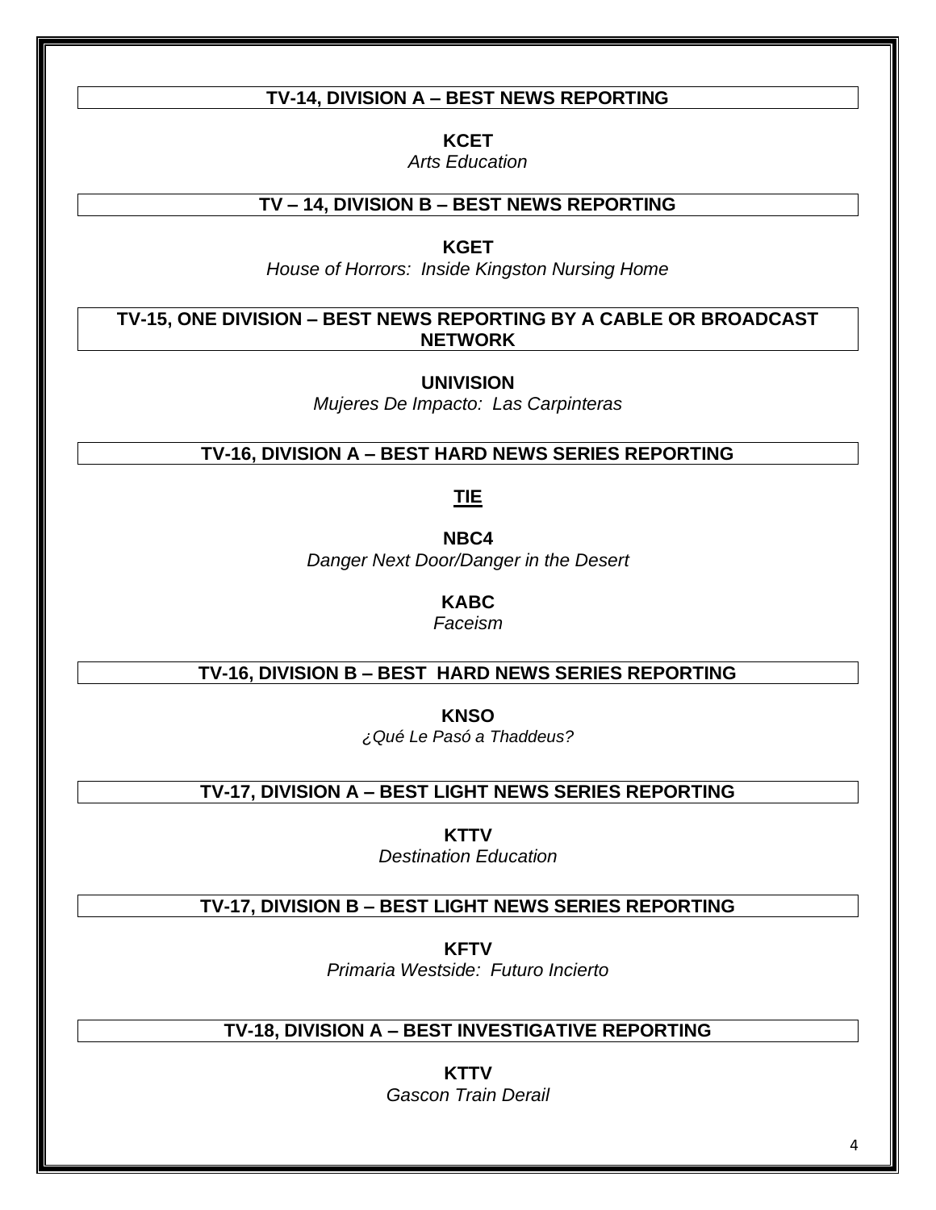## TV-14, DIVISION A – BEST NEWS REPORTING

**KCET**
*Arts Education*

## TV – 14, DIVISION B – BEST NEWS REPORTING

**KGET**
*House of Horrors: Inside Kingston Nursing Home*

## TV-15, ONE DIVISION – BEST NEWS REPORTING BY A CABLE OR BROADCAST NETWORK

**UNIVISION**
*Mujeres De Impacto: Las Carpinteras*

## TV-16, DIVISION A – BEST HARD NEWS SERIES REPORTING

**TIE**

**NBC4**
*Danger Next Door/Danger in the Desert*

**KABC**
*Faceism*

## TV-16, DIVISION B – BEST HARD NEWS SERIES REPORTING

**KNSO**
*¿Qué Le Pasó a Thaddeus?*

## TV-17, DIVISION A – BEST LIGHT NEWS SERIES REPORTING

**KTTV**
*Destination Education*

## TV-17, DIVISION B – BEST LIGHT NEWS SERIES REPORTING

**KFTV**
*Primaria Westside: Futuro Incierto*

## TV-18, DIVISION A – BEST INVESTIGATIVE REPORTING

**KTTV**
*Gascon Train Derail*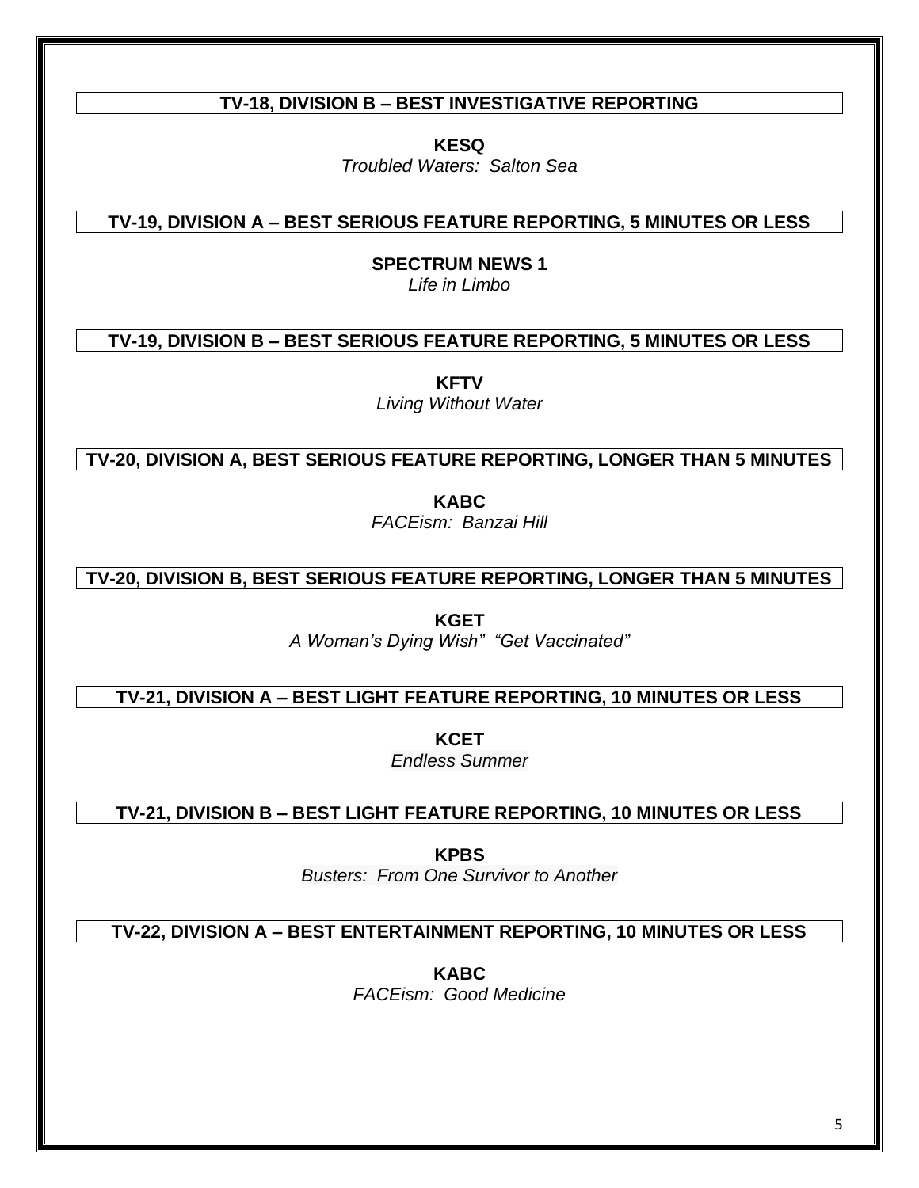## TV-18, DIVISION B – BEST INVESTIGATIVE REPORTING

**KESQ**
*Troubled Waters: Salton Sea*

## TV-19, DIVISION A – BEST SERIOUS FEATURE REPORTING, 5 MINUTES OR LESS

**SPECTRUM NEWS 1**
*Life in Limbo*

## TV-19, DIVISION B – BEST SERIOUS FEATURE REPORTING, 5 MINUTES OR LESS

**KFTV**
*Living Without Water*

## TV-20, DIVISION A, BEST SERIOUS FEATURE REPORTING, LONGER THAN 5 MINUTES

**KABC**
*FACEism: Banzai Hill*

## TV-20, DIVISION B, BEST SERIOUS FEATURE REPORTING, LONGER THAN 5 MINUTES

**KGET**
*A Woman's Dying Wish" "Get Vaccinated"*

## TV-21, DIVISION A – BEST LIGHT FEATURE REPORTING, 10 MINUTES OR LESS

**KCET**
*Endless Summer*

## TV-21, DIVISION B – BEST LIGHT FEATURE REPORTING, 10 MINUTES OR LESS

**KPBS**
*Busters: From One Survivor to Another*

## TV-22, DIVISION A – BEST ENTERTAINMENT REPORTING, 10 MINUTES OR LESS

**KABC**
*FACEism: Good Medicine*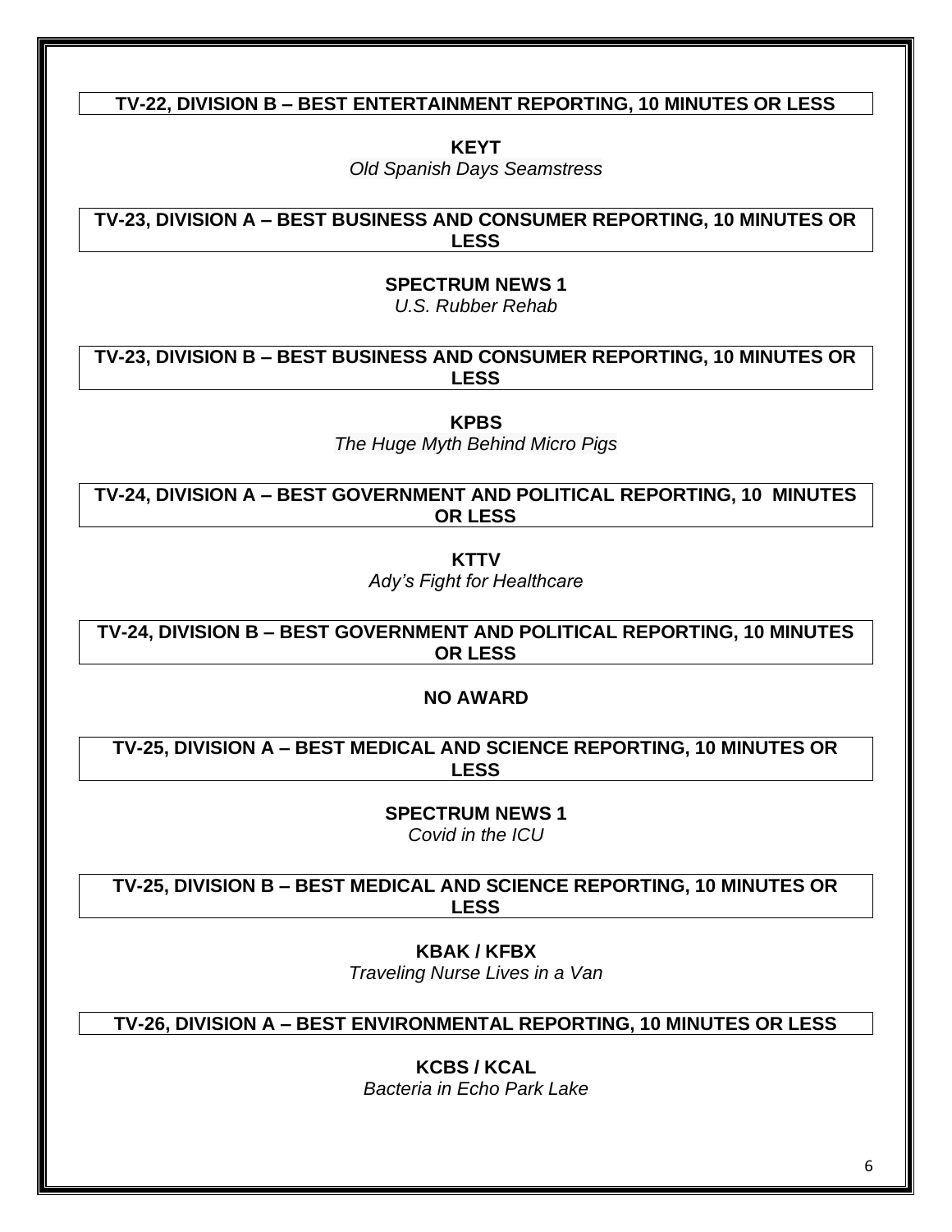## TV-22, DIVISION B – BEST ENTERTAINMENT REPORTING, 10 MINUTES OR LESS

**KEYT**
*Old Spanish Days Seamstress*

## TV-23, DIVISION A – BEST BUSINESS AND CONSUMER REPORTING, 10 MINUTES OR LESS

**SPECTRUM NEWS 1**
*U.S. Rubber Rehab*

## TV-23, DIVISION B – BEST BUSINESS AND CONSUMER REPORTING, 10 MINUTES OR LESS

**KPBS**
*The Huge Myth Behind Micro Pigs*

## TV-24, DIVISION A – BEST GOVERNMENT AND POLITICAL REPORTING, 10 MINUTES OR LESS

**KTTV**
*Ady's Fight for Healthcare*

## TV-24, DIVISION B – BEST GOVERNMENT AND POLITICAL REPORTING, 10 MINUTES OR LESS

**NO AWARD**

## TV-25, DIVISION A – BEST MEDICAL AND SCIENCE REPORTING, 10 MINUTES OR LESS

**SPECTRUM NEWS 1**
*Covid in the ICU*

## TV-25, DIVISION B – BEST MEDICAL AND SCIENCE REPORTING, 10 MINUTES OR LESS

**KBAK / KFBX**
*Traveling Nurse Lives in a Van*

## TV-26, DIVISION A – BEST ENVIRONMENTAL REPORTING, 10 MINUTES OR LESS

**KCBS / KCAL**
*Bacteria in Echo Park Lake*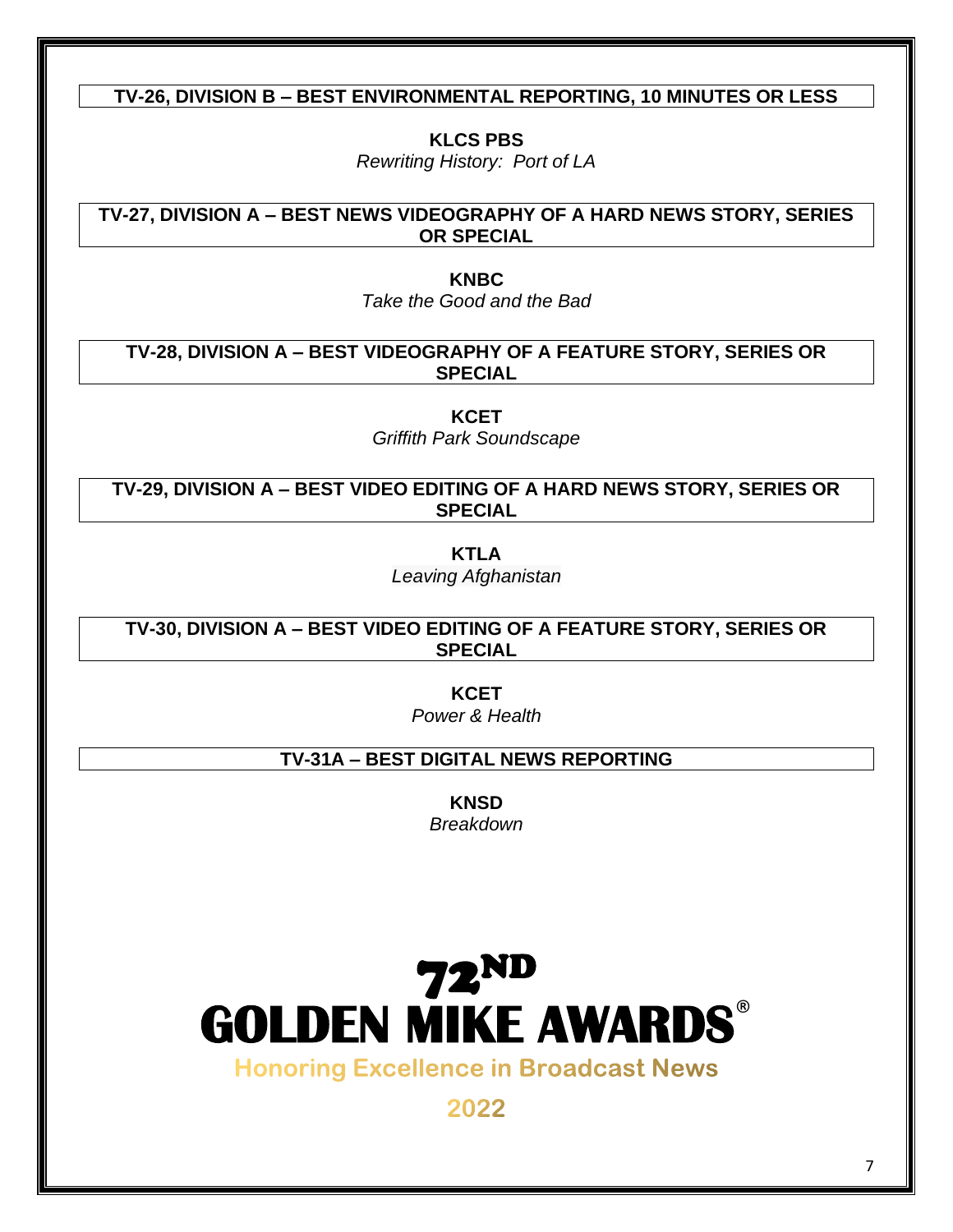## TV-26, DIVISION B – BEST ENVIRONMENTAL REPORTING, 10 MINUTES OR LESS

**KLCS PBS**
*Rewriting History: Port of LA*

## TV-27, DIVISION A – BEST NEWS VIDEOGRAPHY OF A HARD NEWS STORY, SERIES OR SPECIAL

**KNBC**
*Take the Good and the Bad*

## TV-28, DIVISION A – BEST VIDEOGRAPHY OF A FEATURE STORY, SERIES OR SPECIAL

**KCET**
*Griffith Park Soundscape*

## TV-29, DIVISION A – BEST VIDEO EDITING OF A HARD NEWS STORY, SERIES OR SPECIAL

**KTLA**
*Leaving Afghanistan*

## TV-30, DIVISION A – BEST VIDEO EDITING OF A FEATURE STORY, SERIES OR SPECIAL

**KCET**
*Power & Health*

## TV-31A – BEST DIGITAL NEWS REPORTING

**KNSD**
*Breakdown*

**72ND GOLDEN MIKE AWARDS®**

Honoring Excellence in Broadcast News

2022